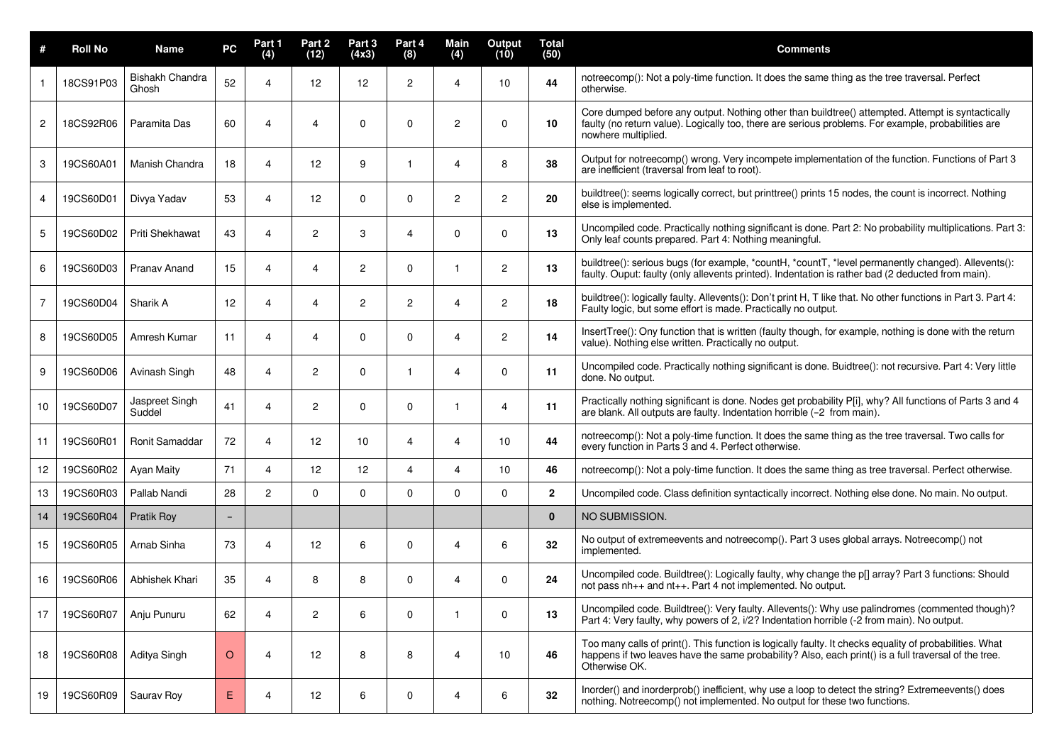| # | Roll No | Name | PC | Part 1 (4) | Part 2 (12) | Part 3 (4x3) | Part 4 (8) | Main (4) | Output (10) | Total (50) | Comments |
|---|---|---|---|---|---|---|---|---|---|---|---|
| 1 | 18CS91P03 | Bishakh Chandra Ghosh | 52 | 4 | 12 | 12 | 2 | 4 | 10 | **44** | notreecomp(): Not a poly-time function. It does the same thing as the tree traversal. Perfect otherwise. |
| 2 | 18CS92R06 | Paramita Das | 60 | 4 | 4 | 0 | 0 | 2 | 0 | **10** | Core dumped before any output. Nothing other than buildtree() attempted. Attempt is syntactically faulty (no return value). Logically too, there are serious problems. For example, probabilities are nowhere multiplied. |
| 3 | 19CS60A01 | Manish Chandra | 18 | 4 | 12 | 9 | 1 | 4 | 8 | **38** | Output for notreecomp() wrong. Very incompete implementation of the function. Functions of Part 3 are inefficient (traversal from leaf to root). |
| 4 | 19CS60D01 | Divya Yadav | 53 | 4 | 12 | 0 | 0 | 2 | 2 | **20** | buildtree(): seems logically correct, but printtree() prints 15 nodes, the count is incorrect. Nothing else is implemented. |
| 5 | 19CS60D02 | Priti Shekhawat | 43 | 4 | 2 | 3 | 4 | 0 | 0 | **13** | Uncompiled code. Practically nothing significant is done. Part 2: No probability multiplications. Part 3: Only leaf counts prepared. Part 4: Nothing meaningful. |
| 6 | 19CS60D03 | Pranav Anand | 15 | 4 | 4 | 2 | 0 | 1 | 2 | **13** | buildtree(): serious bugs (for example, *countH, *countT, *level permanently changed). Allevents(): faulty. Ouput: faulty (only allevents printed). Indentation is rather bad (2 deducted from main). |
| 7 | 19CS60D04 | Sharik A | 12 | 4 | 4 | 2 | 2 | 4 | 2 | **18** | buildtree(): logically faulty. Allevents(): Don't print H, T like that. No other functions in Part 3. Part 4: Faulty logic, but some effort is made. Practically no output. |
| 8 | 19CS60D05 | Amresh Kumar | 11 | 4 | 4 | 0 | 0 | 4 | 2 | **14** | InsertTree(): Ony function that is written (faulty though, for example, nothing is done with the return value). Nothing else written. Practically no output. |
| 9 | 19CS60D06 | Avinash Singh | 48 | 4 | 2 | 0 | 1 | 4 | 0 | **11** | Uncompiled code. Practically nothing significant is done. Buidtree(): not recursive. Part 4: Very little done. No output. |
| 10 | 19CS60D07 | Jaspreet Singh Suddel | 41 | 4 | 2 | 0 | 0 | 1 | 4 | **11** | Practically nothing significant is done. Nodes get probability P[i], why? All functions of Parts 3 and 4 are blank. All outputs are faulty. Indentation horrible (−2 from main). |
| 11 | 19CS60R01 | Ronit Samaddar | 72 | 4 | 12 | 10 | 4 | 4 | 10 | **44** | notreecomp(): Not a poly-time function. It does the same thing as the tree traversal. Two calls for every function in Parts 3 and 4. Perfect otherwise. |
| 12 | 19CS60R02 | Ayan Maity | 71 | 4 | 12 | 12 | 4 | 4 | 10 | **46** | notreecomp(): Not a poly-time function. It does the same thing as tree traversal. Perfect otherwise. |
| 13 | 19CS60R03 | Pallab Nandi | 28 | 2 | 0 | 0 | 0 | 0 | 0 | **2** | Uncompiled code. Class definition syntactically incorrect. Nothing else done. No main. No output. |
| 14 | 19CS60R04 | Pratik Roy | – | | | | | | | **0** | NO SUBMISSION. |
| 15 | 19CS60R05 | Arnab Sinha | 73 | 4 | 12 | 6 | 0 | 4 | 6 | **32** | No output of extremeevents and notreecomp(). Part 3 uses global arrays. Notreecomp() not implemented. |
| 16 | 19CS60R06 | Abhishek Khari | 35 | 4 | 8 | 8 | 0 | 4 | 0 | **24** | Uncompiled code. Buildtree(): Logically faulty, why change the p[] array? Part 3 functions: Should not pass nh++ and nt++. Part 4 not implemented. No output. |
| 17 | 19CS60R07 | Anju Punuru | 62 | 4 | 2 | 6 | 0 | 1 | 0 | **13** | Uncompiled code. Buildtree(): Very faulty. Allevents(): Why use palindromes (commented though)? Part 4: Very faulty, why powers of 2, i/2? Indentation horrible (-2 from main). No output. |
| 18 | 19CS60R08 | Aditya Singh | O | 4 | 12 | 8 | 8 | 4 | 10 | **46** | Too many calls of print(). This function is logically faulty. It checks equality of probabilities. What happens if two leaves have the same probability? Also, each print() is a full traversal of the tree. Otherwise OK. |
| 19 | 19CS60R09 | Saurav Roy | E | 4 | 12 | 6 | 0 | 4 | 6 | **32** | Inorder() and inorderprob() inefficient, why use a loop to detect the string? Extremeevents() does nothing. Notreecomp() not implemented. No output for these two functions. |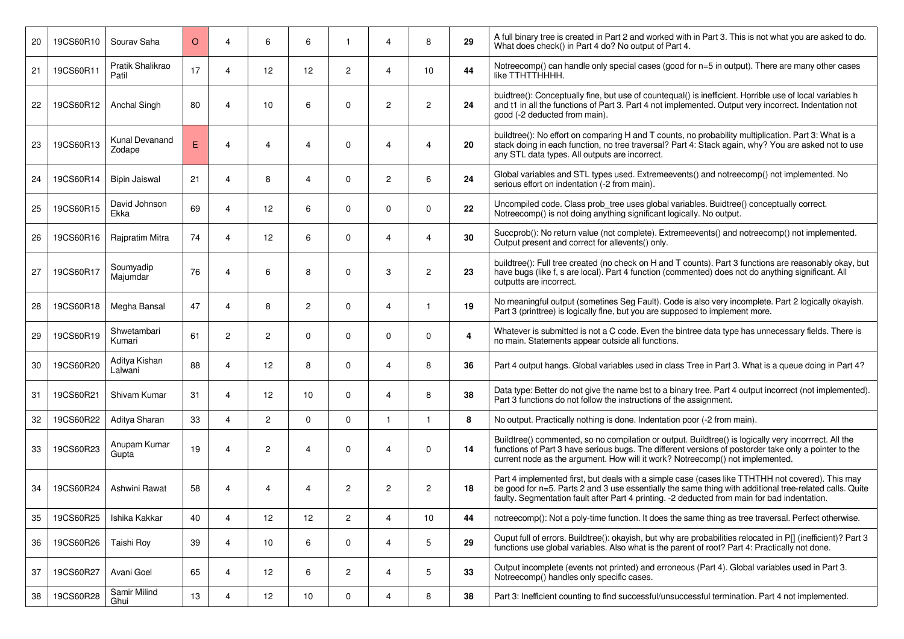| 20 | 19CS60R10 | Sourav Saha | O | 4 | 6 | 6 | 1 | 4 | 8 | **29** | A full binary tree is created in Part 2 and worked with in Part 3. This is not what you are asked to do. What does check() in Part 4 do? No output of Part 4. |
|---|---|---|---|---|---|---|---|---|---|---|---|
| 21 | 19CS60R11 | Pratik Shalikrao Patil | 17 | 4 | 12 | 12 | 2 | 4 | 10 | **44** | Notreecomp() can handle only special cases (good for n=5 in output). There are many other cases like TTHTTHHHH. |
| 22 | 19CS60R12 | Anchal Singh | 80 | 4 | 10 | 6 | 0 | 2 | 2 | **24** | buidtree(): Conceptually fine, but use of countequal() is inefficient. Horrible use of local variables h and t1 in all the functions of Part 3. Part 4 not implemented. Output very incorrect. Indentation not good (-2 deducted from main). |
| 23 | 19CS60R13 | Kunal Devanand Zodape | E | 4 | 4 | 4 | 0 | 4 | 4 | **20** | buildtree(): No effort on comparing H and T counts, no probability multiplication. Part 3: What is a stack doing in each function, no tree traversal? Part 4: Stack again, why? You are asked not to use any STL data types. All outputs are incorrect. |
| 24 | 19CS60R14 | Bipin Jaiswal | 21 | 4 | 8 | 4 | 0 | 2 | 6 | **24** | Global variables and STL types used. Extremeevents() and notreecomp() not implemented. No serious effort on indentation (-2 from main). |
| 25 | 19CS60R15 | David Johnson Ekka | 69 | 4 | 12 | 6 | 0 | 0 | 0 | **22** | Uncompiled code. Class prob_tree uses global variables. Buidtree() conceptually correct. Notreecomp() is not doing anything significant logically. No output. |
| 26 | 19CS60R16 | Rajpratim Mitra | 74 | 4 | 12 | 6 | 0 | 4 | 4 | **30** | Succprob(): No return value (not complete). Extremeevents() and notreecomp() not implemented. Output present and correct for allevents() only. |
| 27 | 19CS60R17 | Soumyadip Majumdar | 76 | 4 | 6 | 8 | 0 | 3 | 2 | **23** | buildtree(): Full tree created (no check on H and T counts). Part 3 functions are reasonably okay, but have bugs (like f, s are local). Part 4 function (commented) does not do anything significant. All outputts are incorrect. |
| 28 | 19CS60R18 | Megha Bansal | 47 | 4 | 8 | 2 | 0 | 4 | 1 | **19** | No meaningful output (sometines Seg Fault). Code is also very incomplete. Part 2 logically okayish. Part 3 (printtree) is logically fine, but you are supposed to implement more. |
| 29 | 19CS60R19 | Shwetambari Kumari | 61 | 2 | 2 | 0 | 0 | 0 | 0 | **4** | Whatever is submitted is not a C code. Even the bintree data type has unnecessary fields. There is no main. Statements appear outside all functions. |
| 30 | 19CS60R20 | Aditya Kishan Lalwani | 88 | 4 | 12 | 8 | 0 | 4 | 8 | **36** | Part 4 output hangs. Global variables used in class Tree in Part 3. What is a queue doing in Part 4? |
| 31 | 19CS60R21 | Shivam Kumar | 31 | 4 | 12 | 10 | 0 | 4 | 8 | **38** | Data type: Better do not give the name bst to a binary tree. Part 4 output incorrect (not implemented). Part 3 functions do not follow the instructions of the assignment. |
| 32 | 19CS60R22 | Aditya Sharan | 33 | 4 | 2 | 0 | 0 | 1 | 1 | **8** | No output. Practically nothing is done. Indentation poor (-2 from main). |
| 33 | 19CS60R23 | Anupam Kumar Gupta | 19 | 4 | 2 | 4 | 0 | 4 | 0 | **14** | Buildtree() commented, so no compilation or output. Buildtree() is logically very incorrrect. All the functions of Part 3 have serious bugs. The different versions of postorder take only a pointer to the current node as the argument. How will it work? Notreecomp() not implemented. |
| 34 | 19CS60R24 | Ashwini Rawat | 58 | 4 | 4 | 4 | 2 | 2 | 2 | **18** | Part 4 implemented first, but deals with a simple case (cases like TTHTHH not covered). This may be good for n=5. Parts 2 and 3 use essentially the same thing with additional tree-related calls. Quite faulty. Segmentation fault after Part 4 printing. -2 deducted from main for bad indentation. |
| 35 | 19CS60R25 | Ishika Kakkar | 40 | 4 | 12 | 12 | 2 | 4 | 10 | **44** | notreecomp(): Not a poly-time function. It does the same thing as tree traversal. Perfect otherwise. |
| 36 | 19CS60R26 | Taishi Roy | 39 | 4 | 10 | 6 | 0 | 4 | 5 | **29** | Ouput full of errors. Buildtree(): okayish, but why are probabilities relocated in P[] (inefficient)? Part 3 functions use global variables. Also what is the parent of root? Part 4: Practically not done. |
| 37 | 19CS60R27 | Avani Goel | 65 | 4 | 12 | 6 | 2 | 4 | 5 | **33** | Output incomplete (events not printed) and erroneous (Part 4). Global variables used in Part 3. Notreecomp() handles only specific cases. |
| 38 | 19CS60R28 | Samir Milind Ghui | 13 | 4 | 12 | 10 | 0 | 4 | 8 | **38** | Part 3: Inefficient counting to find successful/unsuccessful termination. Part 4 not implemented. |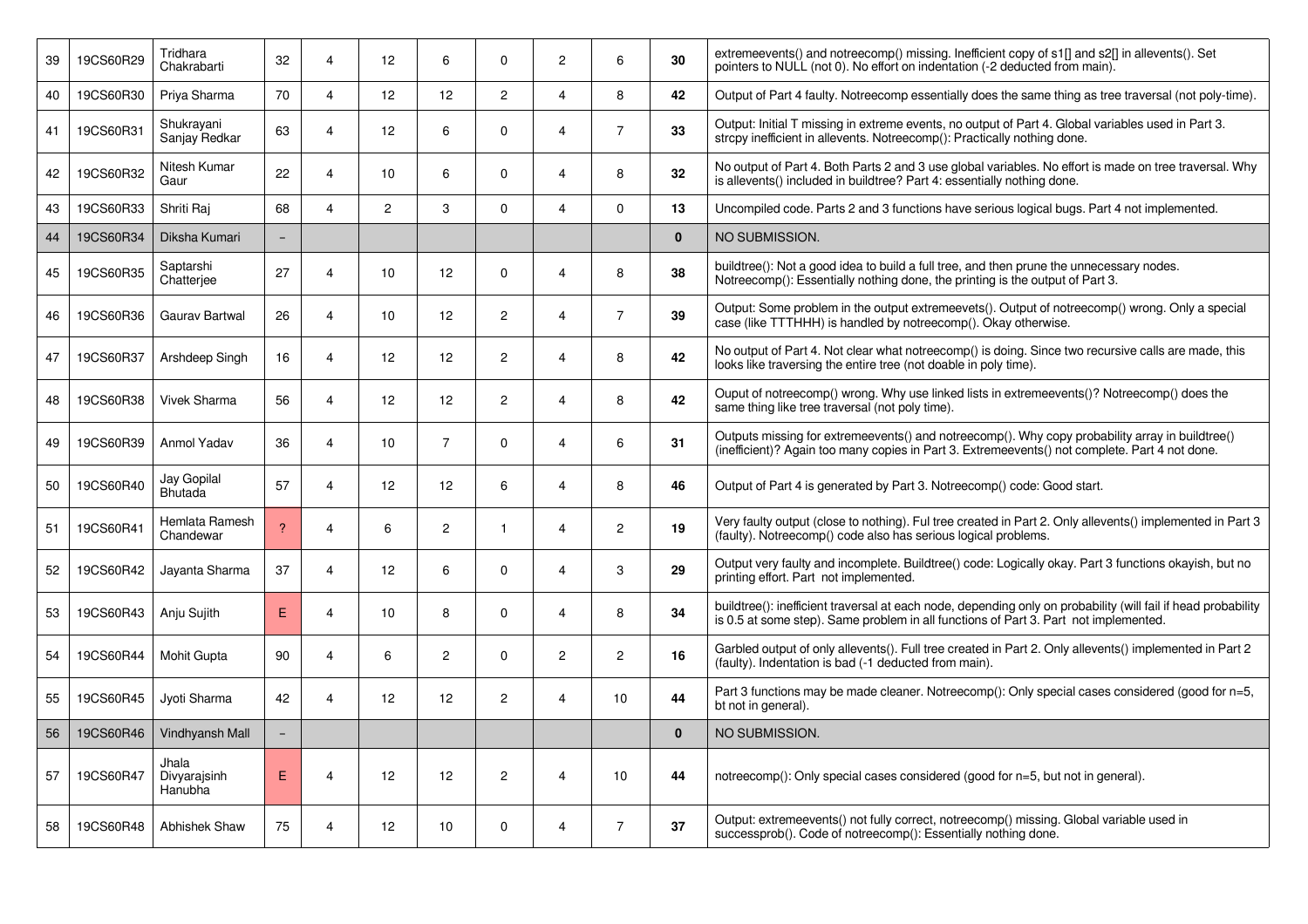| | | | | | | | | | | |
|---|---|---|---|---|---|---|---|---|---|---|
| 39 | 19CS60R29 | Tridhara Chakrabarti | 32 | 4 | 12 | 6 | 0 | 2 | 6 | **30** | extremeevents() and notreecomp() missing. Inefficient copy of s1[] and s2[] in allevents(). Set pointers to NULL (not 0). No effort on indentation (-2 deducted from main). |
| 40 | 19CS60R30 | Priya Sharma | 70 | 4 | 12 | 12 | 2 | 4 | 8 | **42** | Output of Part 4 faulty. Notreecomp essentially does the same thing as tree traversal (not poly-time). |
| 41 | 19CS60R31 | Shukrayani Sanjay Redkar | 63 | 4 | 12 | 6 | 0 | 4 | 7 | **33** | Output: Initial T missing in extreme events, no output of Part 4. Global variables used in Part 3. strcpy inefficient in allevents. Notreecomp(): Practically nothing done. |
| 42 | 19CS60R32 | Nitesh Kumar Gaur | 22 | 4 | 10 | 6 | 0 | 4 | 8 | **32** | No output of Part 4. Both Parts 2 and 3 use global variables. No effort is made on tree traversal. Why is allevents() included in buildtree? Part 4: essentially nothing done. |
| 43 | 19CS60R33 | Shriti Raj | 68 | 4 | 2 | 3 | 0 | 4 | 0 | **13** | Uncompiled code. Parts 2 and 3 functions have serious logical bugs. Part 4 not implemented. |
| 44 | 19CS60R34 | Diksha Kumari | – | | | | | | | **0** | NO SUBMISSION. |
| 45 | 19CS60R35 | Saptarshi Chatterjee | 27 | 4 | 10 | 12 | 0 | 4 | 8 | **38** | buildtree(): Not a good idea to build a full tree, and then prune the unnecessary nodes. Notreecomp(): Essentially nothing done, the printing is the output of Part 3. |
| 46 | 19CS60R36 | Gaurav Bartwal | 26 | 4 | 10 | 12 | 2 | 4 | 7 | **39** | Output: Some problem in the output extremeevets(). Output of notreecomp() wrong. Only a special case (like TTTHHH) is handled by notreecomp(). Okay otherwise. |
| 47 | 19CS60R37 | Arshdeep Singh | 16 | 4 | 12 | 12 | 2 | 4 | 8 | **42** | No output of Part 4. Not clear what notreecomp() is doing. Since two recursive calls are made, this looks like traversing the entire tree (not doable in poly time). |
| 48 | 19CS60R38 | Vivek Sharma | 56 | 4 | 12 | 12 | 2 | 4 | 8 | **42** | Ouput of notreecomp() wrong. Why use linked lists in extremeevents()? Notreecomp() does the same thing like tree traversal (not poly time). |
| 49 | 19CS60R39 | Anmol Yadav | 36 | 4 | 10 | 7 | 0 | 4 | 6 | **31** | Outputs missing for extremeevents() and notreecomp(). Why copy probability array in buildtree() (inefficient)? Again too many copies in Part 3. Extremeevents() not complete. Part 4 not done. |
| 50 | 19CS60R40 | Jay Gopilal Bhutada | 57 | 4 | 12 | 12 | 6 | 4 | 8 | **46** | Output of Part 4 is generated by Part 3. Notreecomp() code: Good start. |
| 51 | 19CS60R41 | Hemlata Ramesh Chandewar | ? | 4 | 6 | 2 | 1 | 4 | 2 | **19** | Very faulty output (close to nothing). Ful tree created in Part 2. Only allevents() implemented in Part 3 (faulty). Notreecomp() code also has serious logical problems. |
| 52 | 19CS60R42 | Jayanta Sharma | 37 | 4 | 12 | 6 | 0 | 4 | 3 | **29** | Output very faulty and incomplete. Buildtree() code: Logically okay. Part 3 functions okayish, but no printing effort. Part  not implemented. |
| 53 | 19CS60R43 | Anju Sujith | E | 4 | 10 | 8 | 0 | 4 | 8 | **34** | buildtree(): inefficient traversal at each node, depending only on probability (will fail if head probability is 0.5 at some step). Same problem in all functions of Part 3. Part  not implemented. |
| 54 | 19CS60R44 | Mohit Gupta | 90 | 4 | 6 | 2 | 0 | 2 | 2 | **16** | Garbled output of only allevents(). Full tree created in Part 2. Only allevents() implemented in Part 2 (faulty). Indentation is bad (-1 deducted from main). |
| 55 | 19CS60R45 | Jyoti Sharma | 42 | 4 | 12 | 12 | 2 | 4 | 10 | **44** | Part 3 functions may be made cleaner. Notreecomp(): Only special cases considered (good for n=5, bt not in general). |
| 56 | 19CS60R46 | Vindhyansh Mall | – | | | | | | | **0** | NO SUBMISSION. |
| 57 | 19CS60R47 | Jhala Divyarajsinh Hanubha | E | 4 | 12 | 12 | 2 | 4 | 10 | **44** | notreecomp(): Only special cases considered (good for n=5, but not in general). |
| 58 | 19CS60R48 | Abhishek Shaw | 75 | 4 | 12 | 10 | 0 | 4 | 7 | **37** | Output: extremeevents() not fully correct, notreecomp() missing. Global variable used in successprob(). Code of notreecomp(): Essentially nothing done. |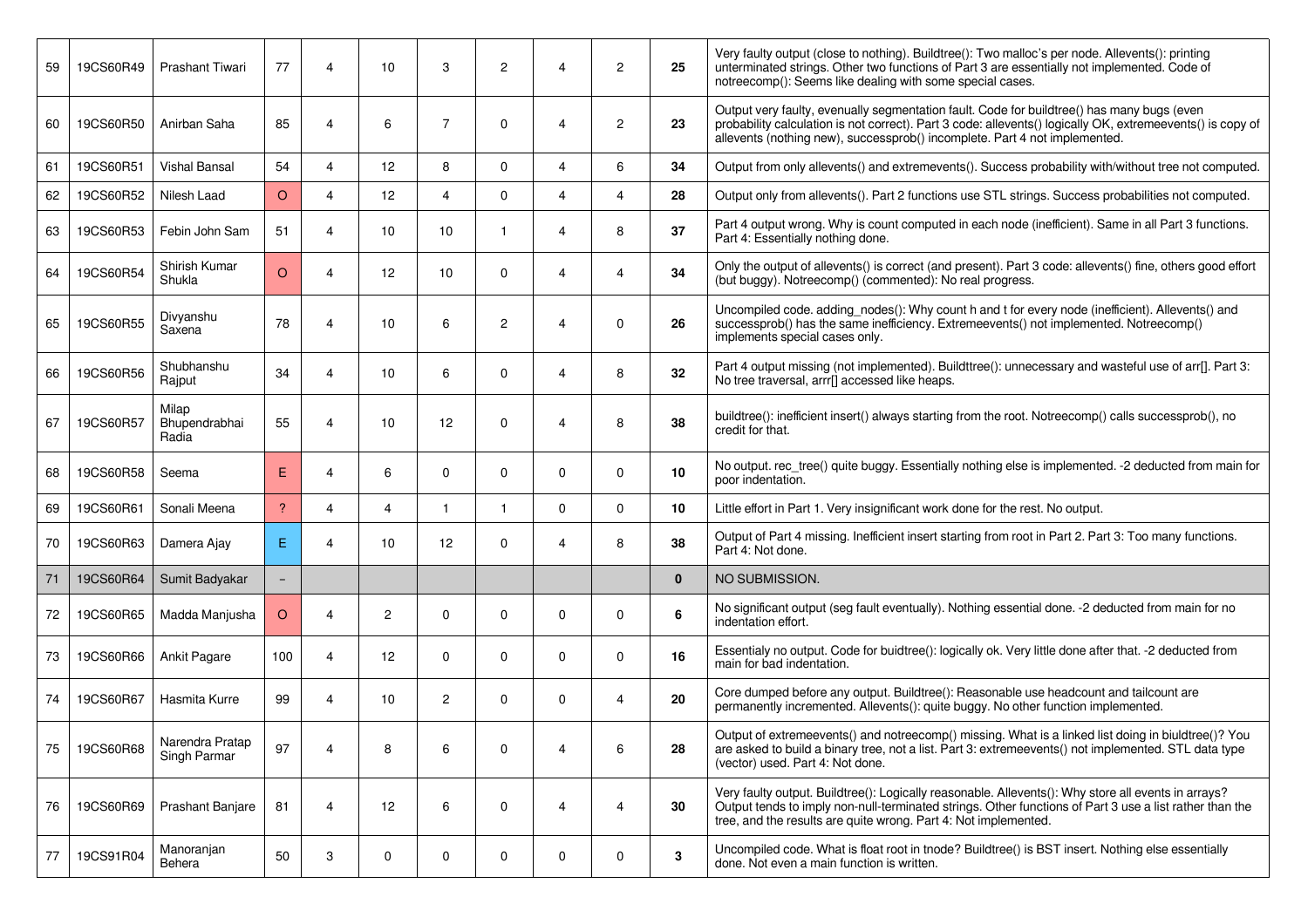| | | | | | | | | | | | |
|---|---|---|---|---|---|---|---|---|---|---|---|
| 59 | 19CS60R49 | Prashant Tiwari | 77 | 4 | 10 | 3 | 2 | 4 | 2 | **25** | Very faulty output (close to nothing). Buildtree(): Two malloc's per node. Allevents(): printing unterminated strings. Other two functions of Part 3 are essentially not implemented. Code of notreecomp(): Seems like dealing with some special cases. |
| 60 | 19CS60R50 | Anirban Saha | 85 | 4 | 6 | 7 | 0 | 4 | 2 | **23** | Output very faulty, evenually segmentation fault. Code for buildtree() has many bugs (even probability calculation is not correct). Part 3 code: allevents() logically OK, extremeevents() is copy of allevents (nothing new), successprob() incomplete. Part 4 not implemented. |
| 61 | 19CS60R51 | Vishal Bansal | 54 | 4 | 12 | 8 | 0 | 4 | 6 | **34** | Output from only allevents() and extremevents(). Success probability with/without tree not computed. |
| 62 | 19CS60R52 | Nilesh Laad | O | 4 | 12 | 4 | 0 | 4 | 4 | **28** | Output only from allevents(). Part 2 functions use STL strings. Success probabilities not computed. |
| 63 | 19CS60R53 | Febin John Sam | 51 | 4 | 10 | 10 | 1 | 4 | 8 | **37** | Part 4 output wrong. Why is count computed in each node (inefficient). Same in all Part 3 functions. Part 4: Essentially nothing done. |
| 64 | 19CS60R54 | Shirish Kumar Shukla | O | 4 | 12 | 10 | 0 | 4 | 4 | **34** | Only the output of allevents() is correct (and present). Part 3 code: allevents() fine, others good effort (but buggy). Notreecomp() (commented): No real progress. |
| 65 | 19CS60R55 | Divyanshu Saxena | 78 | 4 | 10 | 6 | 2 | 4 | 0 | **26** | Uncompiled code. adding_nodes(): Why count h and t for every node (inefficient). Allevents() and successprob() has the same inefficiency. Extremeevents() not implemented. Notreecomp() implements special cases only. |
| 66 | 19CS60R56 | Shubhanshu Rajput | 34 | 4 | 10 | 6 | 0 | 4 | 8 | **32** | Part 4 output missing (not implemented). Builduttree(): unnecessary and wasteful use of arr[]. Part 3: No tree traversal, arrr[] accessed like heaps. |
| 67 | 19CS60R57 | Milap Bhupendrabhai Radia | 55 | 4 | 10 | 12 | 0 | 4 | 8 | **38** | buildtree(): inefficient insert() always starting from the root. Notreecomp() calls successprob(), no credit for that. |
| 68 | 19CS60R58 | Seema | E | 4 | 6 | 0 | 0 | 0 | 0 | **10** | No output. rec_tree() quite buggy. Essentially nothing else is implemented. -2 deducted from main for poor indentation. |
| 69 | 19CS60R61 | Sonali Meena | ? | 4 | 4 | 1 | 1 | 0 | 0 | **10** | Little effort in Part 1. Very insignificant work done for the rest. No output. |
| 70 | 19CS60R63 | Damera Ajay | E | 4 | 10 | 12 | 0 | 4 | 8 | **38** | Output of Part 4 missing. Inefficient insert starting from root in Part 2. Part 3: Too many functions. Part 4: Not done. |
| 71 | 19CS60R64 | Sumit Badyakar | – | | | | | | | **0** | NO SUBMISSION. |
| 72 | 19CS60R65 | Madda Manjusha | O | 4 | 2 | 0 | 0 | 0 | 0 | **6** | No significant output (seg fault eventually). Nothing essential done. -2 deducted from main for no indentation effort. |
| 73 | 19CS60R66 | Ankit Pagare | 100 | 4 | 12 | 0 | 0 | 0 | 0 | **16** | Essentialy no output. Code for buidtree(): logically ok. Very little done after that. -2 deducted from main for bad indentation. |
| 74 | 19CS60R67 | Hasmita Kurre | 99 | 4 | 10 | 2 | 0 | 0 | 4 | **20** | Core dumped before any output. Buildtree(): Reasonable use headcount and tailcount are permanently incremented. Allevents(): quite buggy. No other function implemented. |
| 75 | 19CS60R68 | Narendra Pratap Singh Parmar | 97 | 4 | 8 | 6 | 0 | 4 | 6 | **28** | Output of extremeevents() and notreecomp() missing. What is a linked list doing in biuldtree()? You are asked to build a binary tree, not a list. Part 3: extremeevents() not implemented. STL data type (vector) used. Part 4: Not done. |
| 76 | 19CS60R69 | Prashant Banjare | 81 | 4 | 12 | 6 | 0 | 4 | 4 | **30** | Very faulty output. Buildtree(): Logically reasonable. Allevents(): Why store all events in arrays? Output tends to imply non-null-terminated strings. Other functions of Part 3 use a list rather than the tree, and the results are quite wrong. Part 4: Not implemented. |
| 77 | 19CS91R04 | Manoranjan Behera | 50 | 3 | 0 | 0 | 0 | 0 | 0 | **3** | Uncompiled code. What is float root in tnode? Buildtree() is BST insert. Nothing else essentially done. Not even a main function is written. |